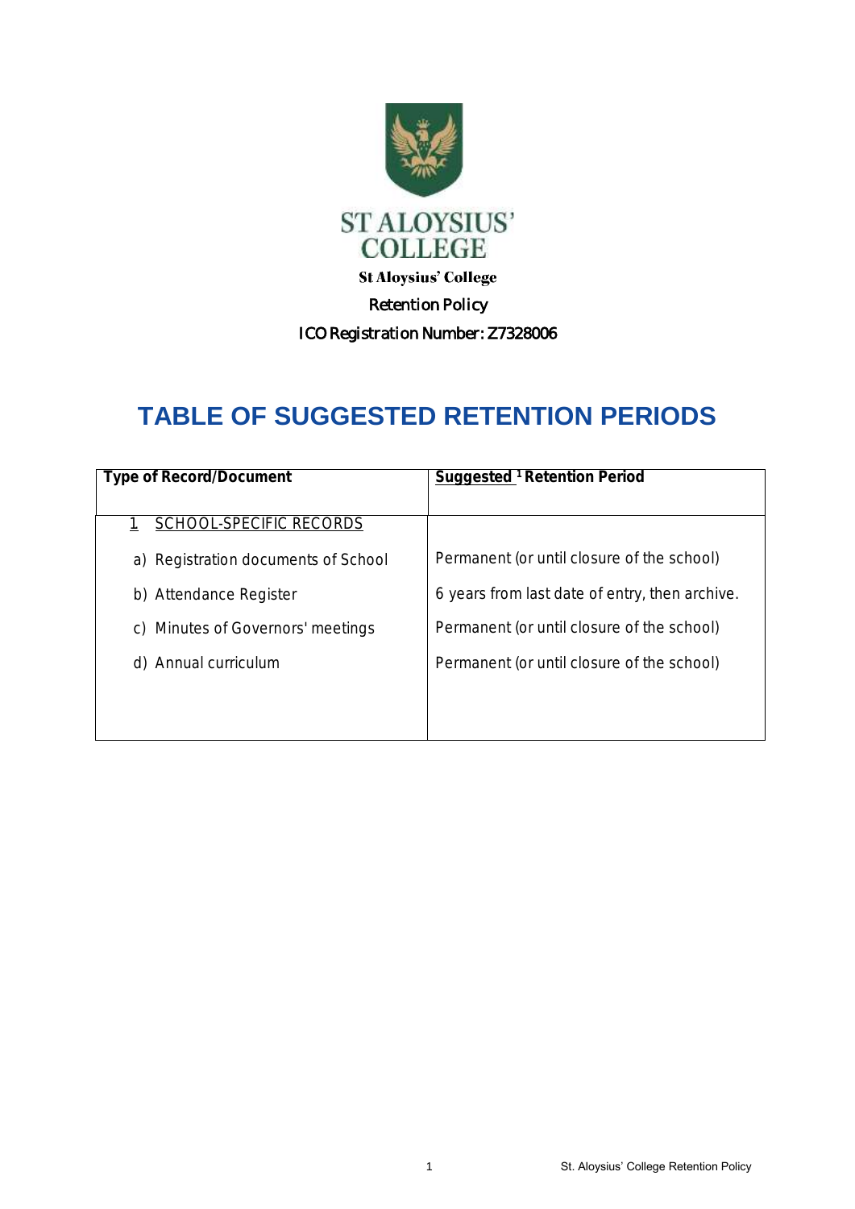ST ALOYSIUS' COLLEGE

St Aloysius' College

Retention Policy

ICO Registration Number: Z7328006

# TABLE OF SUGGESTED RETENTION PERIODS

| Type of Record/Document | Suggested [1] Retention Period |
|---|---|
| 1 SCHOOL-SPECIFIC RECORDS | |
| a) Registration documents of School | Permanent (or until closure of the school) |
| b) Attendance Register | 6 years from last date of entry, then archive. |
| c) Minutes of Governors' meetings | Permanent (or until closure of the school) |
| d) Annual curriculum | Permanent (or until closure of the school) |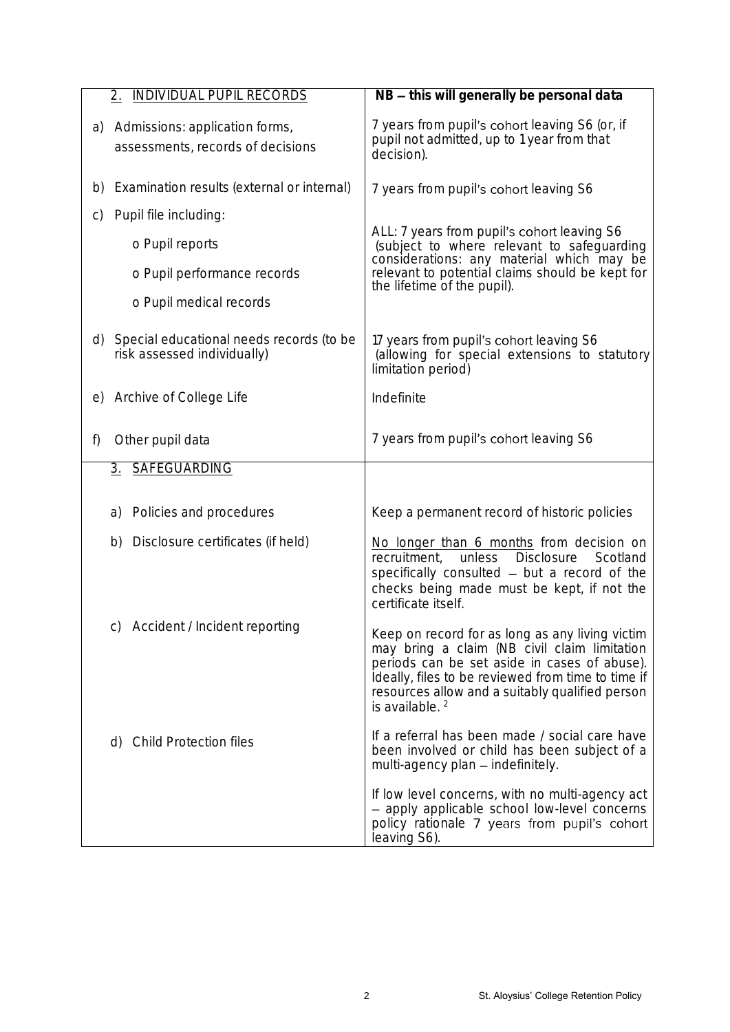| 2. INDIVIDUAL PUPIL RECORDS | **NB – this will generally be personal data** |
|---|---|
| a) Admissions: application forms, assessments, records of decisions | 7 years from pupil's cohort leaving S6 (or, if pupil not admitted, up to 1 year from that decision). |
| b) Examination results (external or internal) | 7 years from pupil's cohort leaving S6 |
| c) Pupil file including:<br>o Pupil reports<br>o Pupil performance records<br>o Pupil medical records | ALL: 7 years from pupil's cohort leaving S6 (subject to where relevant to safeguarding considerations: any material which may be relevant to potential claims should be kept for the lifetime of the pupil). |
| d) Special educational needs records (to be risk assessed individually) | 17 years from pupil's cohort leaving S6 (allowing for special extensions to statutory limitation period) |
| e) Archive of College Life | Indefinite |
| f) Other pupil data | 7 years from pupil's cohort leaving S6 |
| 3. SAFEGUARDING | |
| a) Policies and procedures | Keep a permanent record of historic policies |
| b) Disclosure certificates (if held) | No longer than 6 months from decision on recruitment, unless Disclosure Scotland specifically consulted – but a record of the checks being made must be kept, if not the certificate itself. |
| c) Accident / Incident reporting | Keep on record for as long as any living victim may bring a claim (NB civil claim limitation periods can be set aside in cases of abuse). Ideally, files to be reviewed from time to time if resources allow and a suitably qualified person is available. [2] |
| d) Child Protection files | If a referral has been made / social care have been involved or child has been subject of a multi-agency plan – indefinitely.<br><br>If low level concerns, with no multi-agency act – apply applicable school low-level concerns policy rationale 7 years from pupil's cohort leaving S6). |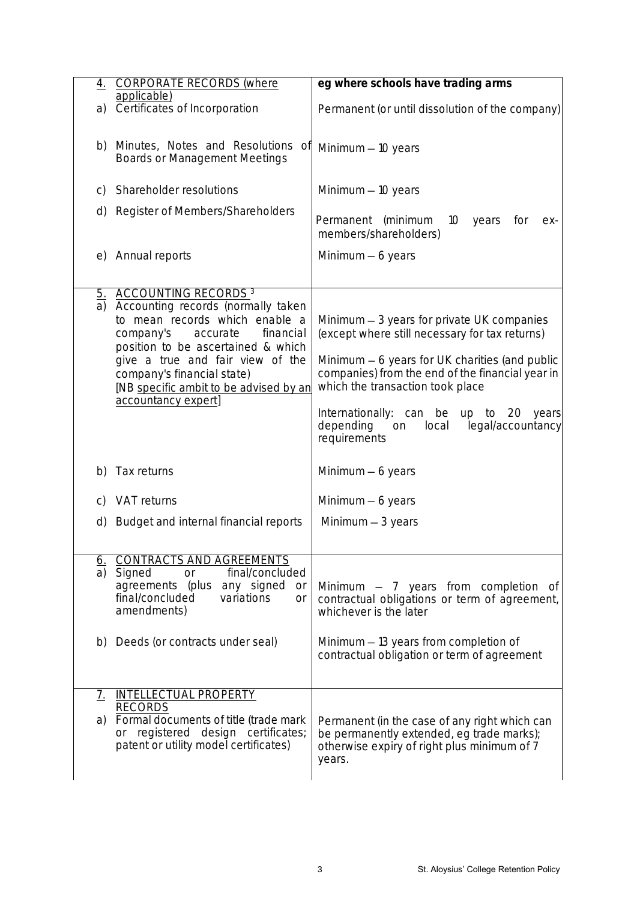| | |
|---|---|
| 4. CORPORATE RECORDS (where applicable) | **eg where schools have trading arms** |
| a) Certificates of Incorporation | Permanent (or until dissolution of the company) |
| b) Minutes, Notes and Resolutions of Boards or Management Meetings | Minimum – 10 years |
| c) Shareholder resolutions | Minimum – 10 years |
| d) Register of Members/Shareholders | Permanent (minimum 10 years for ex-members/shareholders) |
| e) Annual reports | Minimum – 6 years |
| 5. ACCOUNTING RECORDS [3] | |
| a) Accounting records (normally taken to mean records which enable a company's accurate financial position to be ascertained & which give a true and fair view of the company's financial state) [NB specific ambit to be advised by an accountancy expert] | Minimum – 3 years for private UK companies (except where still necessary for tax returns)<br><br>Minimum – 6 years for UK charities (and public companies) from the end of the financial year in which the transaction took place<br><br>Internationally: can be up to 20 years depending on local legal/accountancy requirements |
| b) Tax returns | Minimum – 6 years |
| c) VAT returns | Minimum – 6 years |
| d) Budget and internal financial reports | Minimum – 3 years |
| 6. CONTRACTS AND AGREEMENTS | |
| a) Signed or final/concluded agreements (plus any signed or final/concluded variations or amendments) | Minimum – 7 years from completion of contractual obligations or term of agreement, whichever is the later |
| b) Deeds (or contracts under seal) | Minimum – 13 years from completion of contractual obligation or term of agreement |
| 7. INTELLECTUAL PROPERTY RECORDS | |
| a) Formal documents of title (trade mark or registered design certificates; patent or utility model certificates) | Permanent (in the case of any right which can be permanently extended, eg trade marks); otherwise expiry of right plus minimum of 7 years. |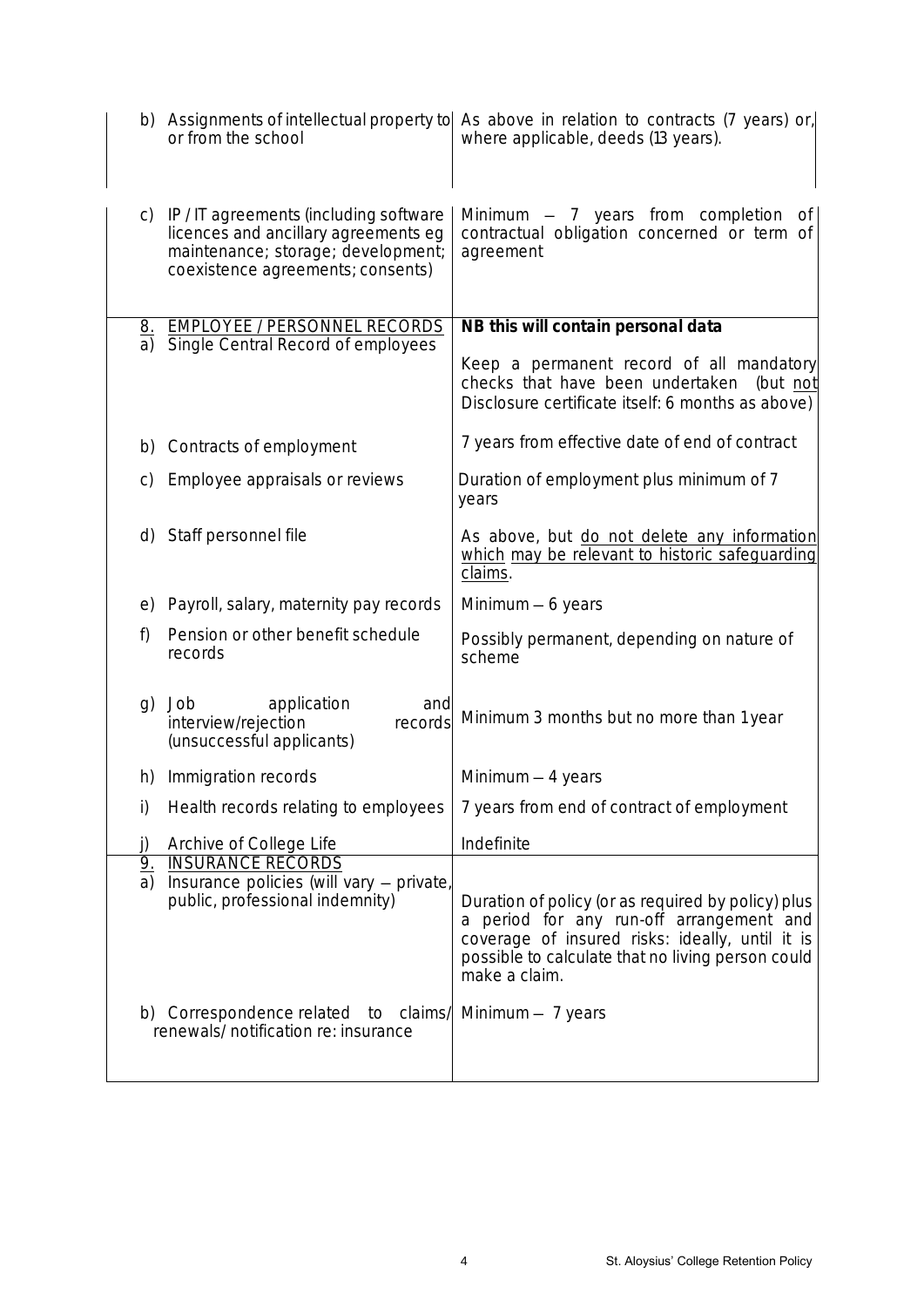| | |
|---|---|
| b) Assignments of intellectual property to or from the school | As above in relation to contracts (7 years) or, where applicable, deeds (13 years). |
| c) IP / IT agreements (including software licences and ancillary agreements eg maintenance; storage; development; coexistence agreements; consents) | Minimum – 7 years from completion of contractual obligation concerned or term of agreement |
| 8. EMPLOYEE / PERSONNEL RECORDS<br>a) Single Central Record of employees | **NB this will contain personal data**<br><br>Keep a permanent record of all mandatory checks that have been undertaken (but not Disclosure certificate itself: 6 months as above) |
| b) Contracts of employment | 7 years from effective date of end of contract |
| c) Employee appraisals or reviews | Duration of employment plus minimum of 7 years |
| d) Staff personnel file | As above, but do not delete any information which may be relevant to historic safeguarding claims. |
| e) Payroll, salary, maternity pay records | Minimum – 6 years |
| f) Pension or other benefit schedule records | Possibly permanent, depending on nature of scheme |
| g) Job application and interview/rejection records (unsuccessful applicants) | Minimum 3 months but no more than 1 year |
| h) Immigration records | Minimum – 4 years |
| i) Health records relating to employees | 7 years from end of contract of employment |
| j) Archive of College Life | Indefinite |
| 9. INSURANCE RECORDS<br>a) Insurance policies (will vary – private, public, professional indemnity) | Duration of policy (or as required by policy) plus a period for any run-off arrangement and coverage of insured risks: ideally, until it is possible to calculate that no living person could make a claim. |
| b) Correspondence related to claims/ renewals/ notification re: insurance | Minimum – 7 years |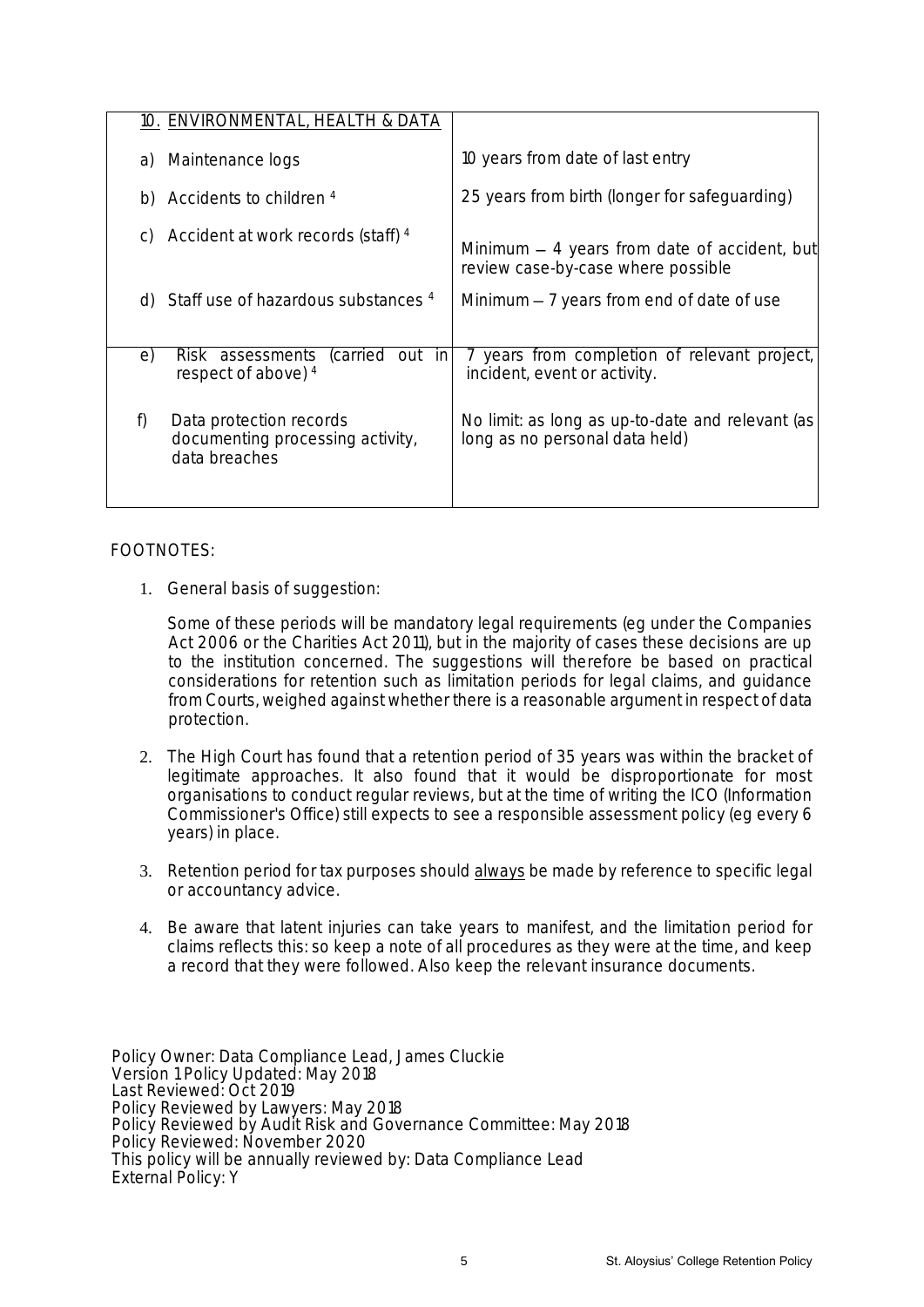| | |
|---|---|
| 10. ENVIRONMENTAL, HEALTH & DATA | |
| a) Maintenance logs | 10 years from date of last entry |
| b) Accidents to children [4] | 25 years from birth (longer for safeguarding) |
| c) Accident at work records (staff) [4] | Minimum – 4 years from date of accident, but review case-by-case where possible |
| d) Staff use of hazardous substances [4] | Minimum – 7 years from end of date of use |
| e) Risk assessments (carried out in respect of above) [4] | 7 years from completion of relevant project, incident, event or activity. |
| f) Data protection records documenting processing activity, data breaches | No limit: as long as up-to-date and relevant (as long as no personal data held) |

FOOTNOTES:

1. General basis of suggestion:

   Some of these periods will be mandatory legal requirements (eg under the Companies Act 2006 or the Charities Act 2011), but in the majority of cases these decisions are up to the institution concerned. The suggestions will therefore be based on practical considerations for retention such as limitation periods for legal claims, and guidance from Courts, weighed against whether there is a reasonable argument in respect of data protection.

2. The High Court has found that a retention period of 35 years was within the bracket of legitimate approaches. It also found that it would be disproportionate for most organisations to conduct regular reviews, but at the time of writing the ICO (Information Commissioner's Office) still expects to see a responsible assessment policy (eg every 6 years) in place.

3. Retention period for tax purposes should always be made by reference to specific legal or accountancy advice.

4. Be aware that latent injuries can take years to manifest, and the limitation period for claims reflects this: so keep a note of all procedures as they were at the time, and keep a record that they were followed. Also keep the relevant insurance documents.

Policy Owner: Data Compliance Lead, James Cluckie
Version 1 Policy Updated: May 2018
Last Reviewed: Oct 2019
Policy Reviewed by Lawyers: May 2018
Policy Reviewed by Audit Risk and Governance Committee: May 2018
Policy Reviewed: November 2020
This policy will be annually reviewed by: Data Compliance Lead
External Policy: Y